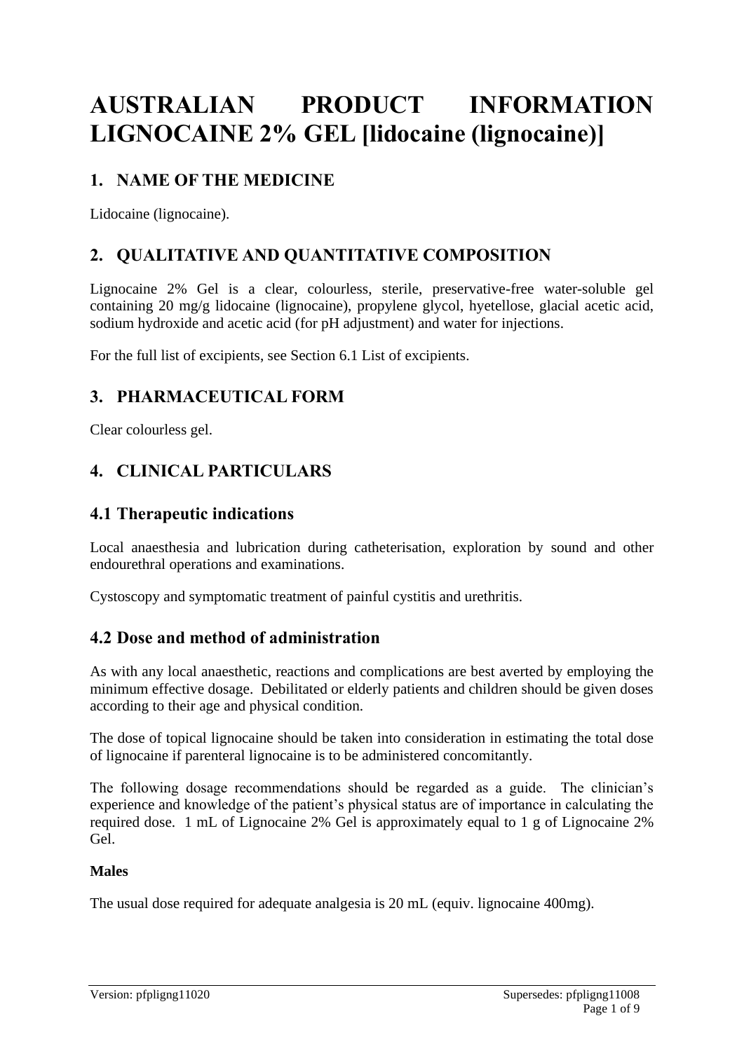# AUSTRALIAN PRODUCT INFORMATION LIGNOCAINE 2% GEL [lidocaine (lignocaine)]

## 1. NAME OF THE MEDICINE

Lidocaine (lignocaine).

## 2. QUALITATIVE AND QUANTITATIVE COMPOSITION

Lignocaine 2% Gel is a clear, colourless, sterile, preservative-free water-soluble gel containing 20 mg/g lidocaine (lignocaine), propylene glycol, hyetellose, glacial acetic acid, sodium hydroxide and acetic acid (for pH adjustment) and water for injections.

For the full list of excipients, see Section 6.1 List of excipients.

## 3. PHARMACEUTICAL FORM

Clear colourless gel.

## 4. CLINICAL PARTICULARS

### 4.1 Therapeutic indications

Local anaesthesia and lubrication during catheterisation, exploration by sound and other endourethral operations and examinations.

Cystoscopy and symptomatic treatment of painful cystitis and urethritis.

### 4.2 Dose and method of administration

As with any local anaesthetic, reactions and complications are best averted by employing the minimum effective dosage. Debilitated or elderly patients and children should be given doses according to their age and physical condition.

The dose of topical lignocaine should be taken into consideration in estimating the total dose of lignocaine if parenteral lignocaine is to be administered concomitantly.

The following dosage recommendations should be regarded as a guide. The clinician's experience and knowledge of the patient's physical status are of importance in calculating the required dose. 1 mL of Lignocaine 2% Gel is approximately equal to 1 g of Lignocaine 2% Gel.

**Males**

The usual dose required for adequate analgesia is 20 mL (equiv. lignocaine 400mg).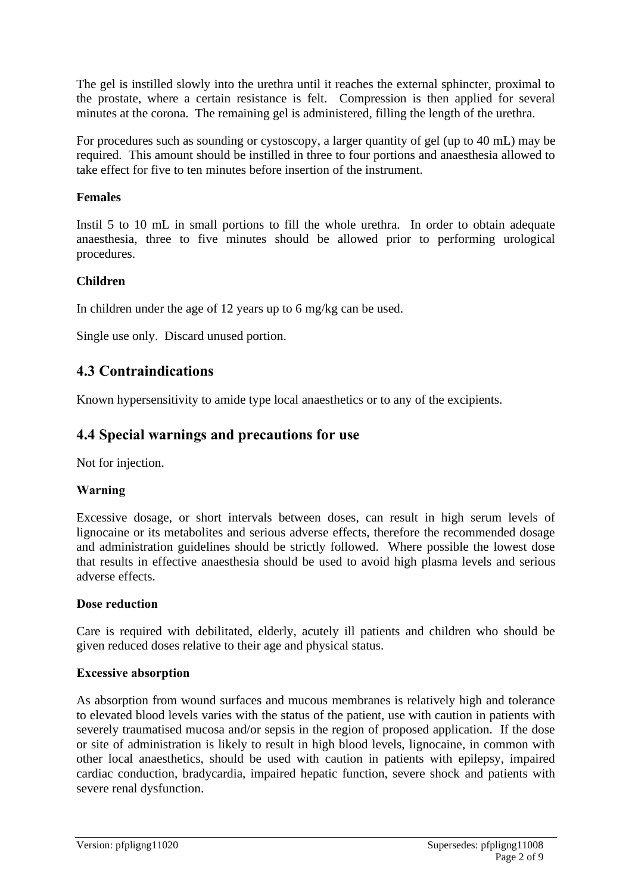The gel is instilled slowly into the urethra until it reaches the external sphincter, proximal to the prostate, where a certain resistance is felt. Compression is then applied for several minutes at the corona. The remaining gel is administered, filling the length of the urethra.

For procedures such as sounding or cystoscopy, a larger quantity of gel (up to 40 mL) may be required. This amount should be instilled in three to four portions and anaesthesia allowed to take effect for five to ten minutes before insertion of the instrument.

**Females**

Instil 5 to 10 mL in small portions to fill the whole urethra. In order to obtain adequate anaesthesia, three to five minutes should be allowed prior to performing urological procedures.

**Children**

In children under the age of 12 years up to 6 mg/kg can be used.

Single use only. Discard unused portion.

## 4.3 Contraindications

Known hypersensitivity to amide type local anaesthetics or to any of the excipients.

## 4.4 Special warnings and precautions for use

Not for injection.

**Warning**

Excessive dosage, or short intervals between doses, can result in high serum levels of lignocaine or its metabolites and serious adverse effects, therefore the recommended dosage and administration guidelines should be strictly followed. Where possible the lowest dose that results in effective anaesthesia should be used to avoid high plasma levels and serious adverse effects.

**Dose reduction**

Care is required with debilitated, elderly, acutely ill patients and children who should be given reduced doses relative to their age and physical status.

**Excessive absorption**

As absorption from wound surfaces and mucous membranes is relatively high and tolerance to elevated blood levels varies with the status of the patient, use with caution in patients with severely traumatised mucosa and/or sepsis in the region of proposed application. If the dose or site of administration is likely to result in high blood levels, lignocaine, in common with other local anaesthetics, should be used with caution in patients with epilepsy, impaired cardiac conduction, bradycardia, impaired hepatic function, severe shock and patients with severe renal dysfunction.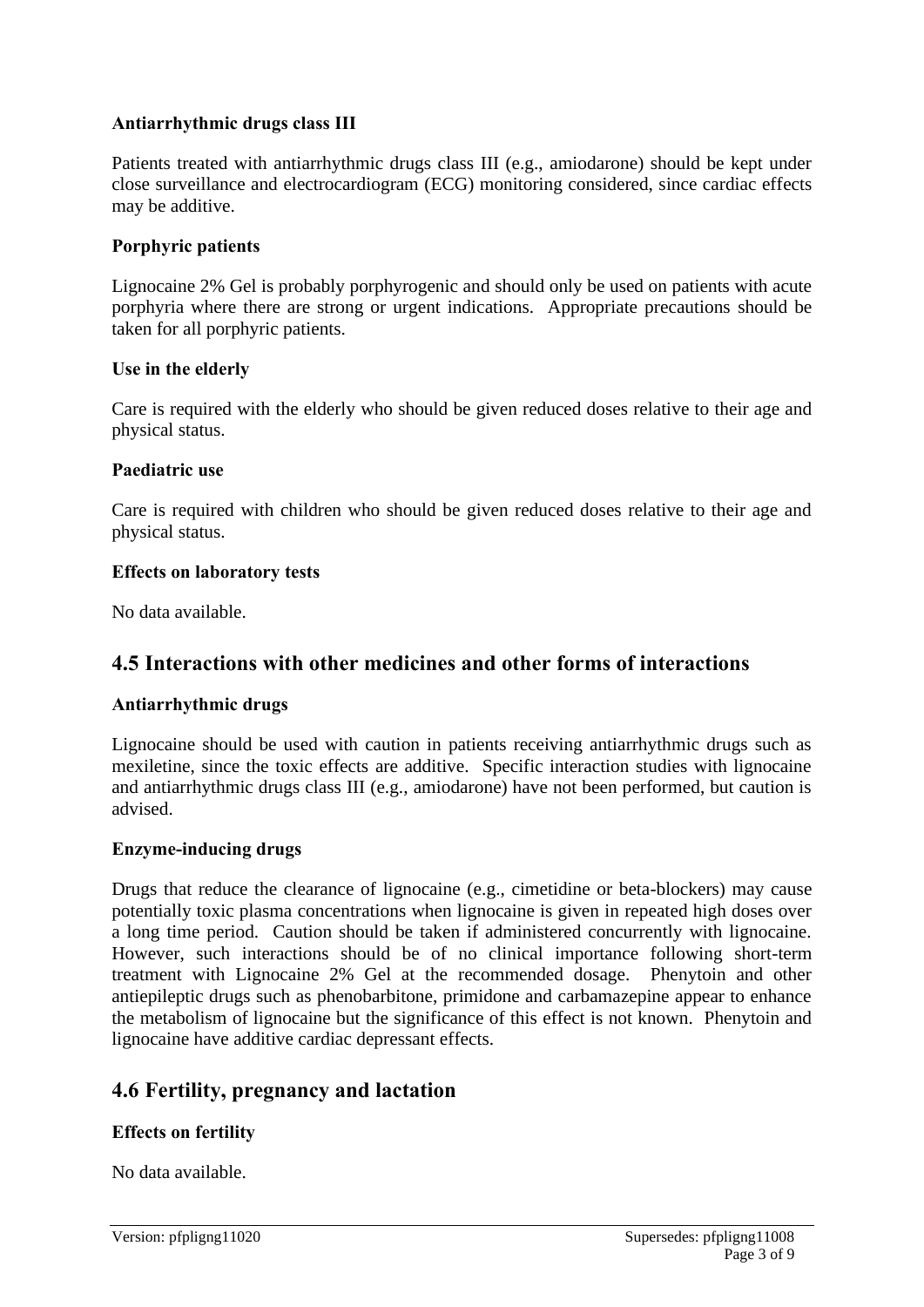**Antiarrhythmic drugs class III**

Patients treated with antiarrhythmic drugs class III (e.g., amiodarone) should be kept under close surveillance and electrocardiogram (ECG) monitoring considered, since cardiac effects may be additive.

**Porphyric patients**

Lignocaine 2% Gel is probably porphyrogenic and should only be used on patients with acute porphyria where there are strong or urgent indications. Appropriate precautions should be taken for all porphyric patients.

**Use in the elderly**

Care is required with the elderly who should be given reduced doses relative to their age and physical status.

**Paediatric use**

Care is required with children who should be given reduced doses relative to their age and physical status.

**Effects on laboratory tests**

No data available.

## 4.5 Interactions with other medicines and other forms of interactions

**Antiarrhythmic drugs**

Lignocaine should be used with caution in patients receiving antiarrhythmic drugs such as mexiletine, since the toxic effects are additive. Specific interaction studies with lignocaine and antiarrhythmic drugs class III (e.g., amiodarone) have not been performed, but caution is advised.

**Enzyme-inducing drugs**

Drugs that reduce the clearance of lignocaine (e.g., cimetidine or beta-blockers) may cause potentially toxic plasma concentrations when lignocaine is given in repeated high doses over a long time period. Caution should be taken if administered concurrently with lignocaine. However, such interactions should be of no clinical importance following short-term treatment with Lignocaine 2% Gel at the recommended dosage. Phenytoin and other antiepileptic drugs such as phenobarbitone, primidone and carbamazepine appear to enhance the metabolism of lignocaine but the significance of this effect is not known. Phenytoin and lignocaine have additive cardiac depressant effects.

## 4.6 Fertility, pregnancy and lactation

**Effects on fertility**

No data available.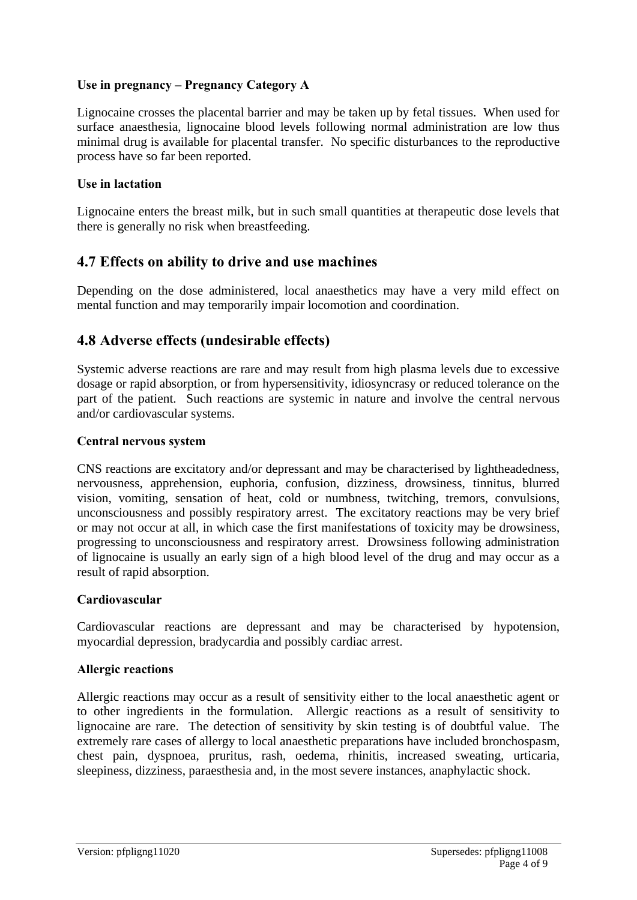**Use in pregnancy – Pregnancy Category A**

Lignocaine crosses the placental barrier and may be taken up by fetal tissues. When used for surface anaesthesia, lignocaine blood levels following normal administration are low thus minimal drug is available for placental transfer. No specific disturbances to the reproductive process have so far been reported.

**Use in lactation**

Lignocaine enters the breast milk, but in such small quantities at therapeutic dose levels that there is generally no risk when breastfeeding.

## 4.7 Effects on ability to drive and use machines

Depending on the dose administered, local anaesthetics may have a very mild effect on mental function and may temporarily impair locomotion and coordination.

## 4.8 Adverse effects (undesirable effects)

Systemic adverse reactions are rare and may result from high plasma levels due to excessive dosage or rapid absorption, or from hypersensitivity, idiosyncrasy or reduced tolerance on the part of the patient. Such reactions are systemic in nature and involve the central nervous and/or cardiovascular systems.

**Central nervous system**

CNS reactions are excitatory and/or depressant and may be characterised by lightheadedness, nervousness, apprehension, euphoria, confusion, dizziness, drowsiness, tinnitus, blurred vision, vomiting, sensation of heat, cold or numbness, twitching, tremors, convulsions, unconsciousness and possibly respiratory arrest. The excitatory reactions may be very brief or may not occur at all, in which case the first manifestations of toxicity may be drowsiness, progressing to unconsciousness and respiratory arrest. Drowsiness following administration of lignocaine is usually an early sign of a high blood level of the drug and may occur as a result of rapid absorption.

**Cardiovascular**

Cardiovascular reactions are depressant and may be characterised by hypotension, myocardial depression, bradycardia and possibly cardiac arrest.

**Allergic reactions**

Allergic reactions may occur as a result of sensitivity either to the local anaesthetic agent or to other ingredients in the formulation. Allergic reactions as a result of sensitivity to lignocaine are rare. The detection of sensitivity by skin testing is of doubtful value. The extremely rare cases of allergy to local anaesthetic preparations have included bronchospasm, chest pain, dyspnoea, pruritus, rash, oedema, rhinitis, increased sweating, urticaria, sleepiness, dizziness, paraesthesia and, in the most severe instances, anaphylactic shock.

Version: pfpligng11020 Supersedes: pfpligng11008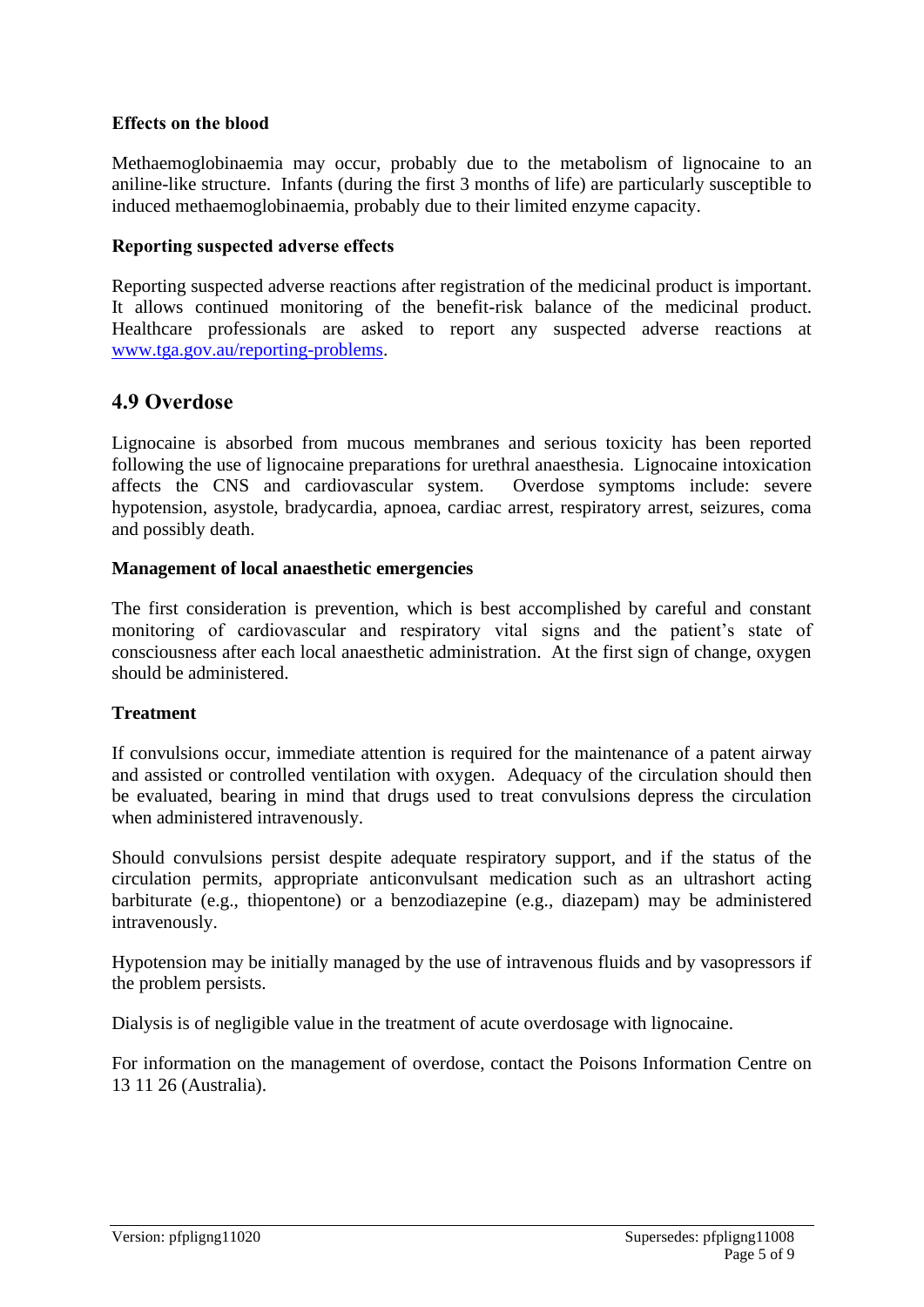**Effects on the blood**

Methaemoglobinaemia may occur, probably due to the metabolism of lignocaine to an aniline-like structure. Infants (during the first 3 months of life) are particularly susceptible to induced methaemoglobinaemia, probably due to their limited enzyme capacity.

**Reporting suspected adverse effects**

Reporting suspected adverse reactions after registration of the medicinal product is important. It allows continued monitoring of the benefit-risk balance of the medicinal product. Healthcare professionals are asked to report any suspected adverse reactions at [www.tga.gov.au/reporting-problems](http://www.tga.gov.au/reporting-problems).

## 4.9 Overdose

Lignocaine is absorbed from mucous membranes and serious toxicity has been reported following the use of lignocaine preparations for urethral anaesthesia. Lignocaine intoxication affects the CNS and cardiovascular system. Overdose symptoms include: severe hypotension, asystole, bradycardia, apnoea, cardiac arrest, respiratory arrest, seizures, coma and possibly death.

**Management of local anaesthetic emergencies**

The first consideration is prevention, which is best accomplished by careful and constant monitoring of cardiovascular and respiratory vital signs and the patient's state of consciousness after each local anaesthetic administration. At the first sign of change, oxygen should be administered.

**Treatment**

If convulsions occur, immediate attention is required for the maintenance of a patent airway and assisted or controlled ventilation with oxygen. Adequacy of the circulation should then be evaluated, bearing in mind that drugs used to treat convulsions depress the circulation when administered intravenously.

Should convulsions persist despite adequate respiratory support, and if the status of the circulation permits, appropriate anticonvulsant medication such as an ultrashort acting barbiturate (e.g., thiopentone) or a benzodiazepine (e.g., diazepam) may be administered intravenously.

Hypotension may be initially managed by the use of intravenous fluids and by vasopressors if the problem persists.

Dialysis is of negligible value in the treatment of acute overdosage with lignocaine.

For information on the management of overdose, contact the Poisons Information Centre on 13 11 26 (Australia).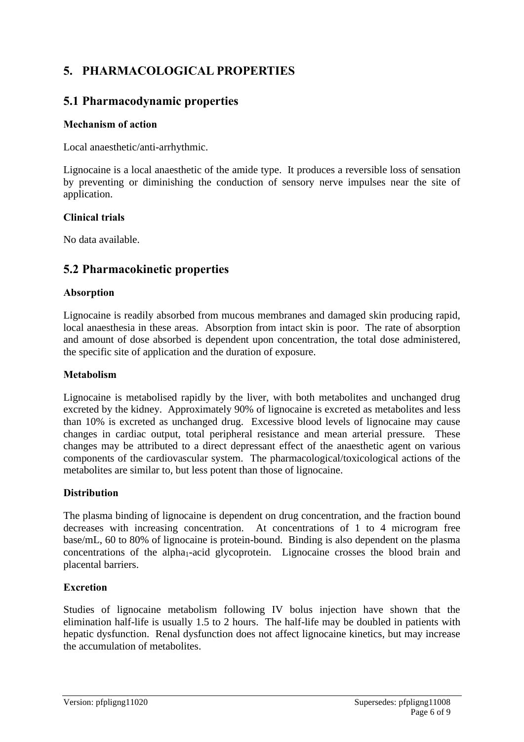# 5. PHARMACOLOGICAL PROPERTIES

## 5.1 Pharmacodynamic properties

### Mechanism of action

Local anaesthetic/anti-arrhythmic.

Lignocaine is a local anaesthetic of the amide type. It produces a reversible loss of sensation by preventing or diminishing the conduction of sensory nerve impulses near the site of application.

### Clinical trials

No data available.

## 5.2 Pharmacokinetic properties

### Absorption

Lignocaine is readily absorbed from mucous membranes and damaged skin producing rapid, local anaesthesia in these areas. Absorption from intact skin is poor. The rate of absorption and amount of dose absorbed is dependent upon concentration, the total dose administered, the specific site of application and the duration of exposure.

### Metabolism

Lignocaine is metabolised rapidly by the liver, with both metabolites and unchanged drug excreted by the kidney. Approximately 90% of lignocaine is excreted as metabolites and less than 10% is excreted as unchanged drug. Excessive blood levels of lignocaine may cause changes in cardiac output, total peripheral resistance and mean arterial pressure. These changes may be attributed to a direct depressant effect of the anaesthetic agent on various components of the cardiovascular system. The pharmacological/toxicological actions of the metabolites are similar to, but less potent than those of lignocaine.

### Distribution

The plasma binding of lignocaine is dependent on drug concentration, and the fraction bound decreases with increasing concentration. At concentrations of 1 to 4 microgram free base/mL, 60 to 80% of lignocaine is protein-bound. Binding is also dependent on the plasma concentrations of the alpha$_1$-acid glycoprotein. Lignocaine crosses the blood brain and placental barriers.

### Excretion

Studies of lignocaine metabolism following IV bolus injection have shown that the elimination half-life is usually 1.5 to 2 hours. The half-life may be doubled in patients with hepatic dysfunction. Renal dysfunction does not affect lignocaine kinetics, but may increase the accumulation of metabolites.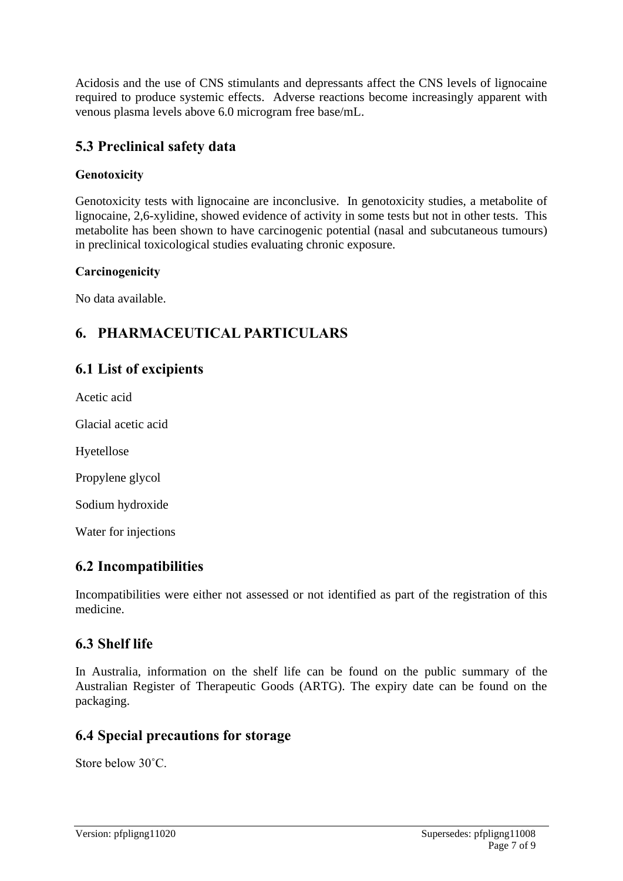Acidosis and the use of CNS stimulants and depressants affect the CNS levels of lignocaine required to produce systemic effects. Adverse reactions become increasingly apparent with venous plasma levels above 6.0 microgram free base/mL.

## 5.3 Preclinical safety data

### Genotoxicity

Genotoxicity tests with lignocaine are inconclusive. In genotoxicity studies, a metabolite of lignocaine, 2,6-xylidine, showed evidence of activity in some tests but not in other tests. This metabolite has been shown to have carcinogenic potential (nasal and subcutaneous tumours) in preclinical toxicological studies evaluating chronic exposure.

### Carcinogenicity

No data available.

# 6. PHARMACEUTICAL PARTICULARS

## 6.1 List of excipients

Acetic acid

Glacial acetic acid

Hyetellose

Propylene glycol

Sodium hydroxide

Water for injections

## 6.2 Incompatibilities

Incompatibilities were either not assessed or not identified as part of the registration of this medicine.

## 6.3 Shelf life

In Australia, information on the shelf life can be found on the public summary of the Australian Register of Therapeutic Goods (ARTG). The expiry date can be found on the packaging.

## 6.4 Special precautions for storage

Store below 30˚C.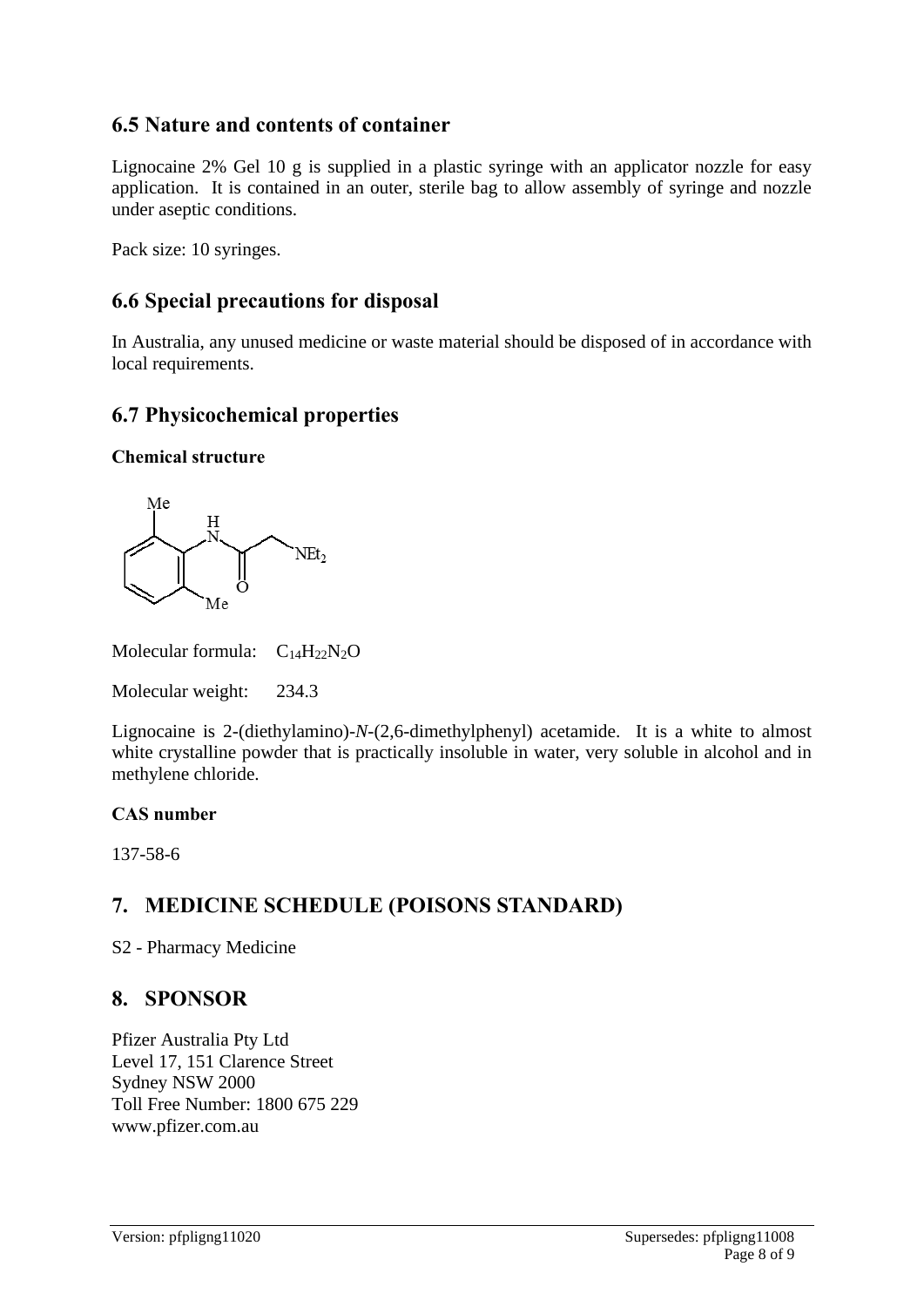## 6.5 Nature and contents of container

Lignocaine 2% Gel 10 g is supplied in a plastic syringe with an applicator nozzle for easy application. It is contained in an outer, sterile bag to allow assembly of syringe and nozzle under aseptic conditions.

Pack size: 10 syringes.

## 6.6 Special precautions for disposal

In Australia, any unused medicine or waste material should be disposed of in accordance with local requirements.

## 6.7 Physicochemical properties

**Chemical structure**

Molecular formula: $C_{14}H_{22}N_2O$

Molecular weight: 234.3

Lignocaine is 2-(diethylamino)-*N*-(2,6-dimethylphenyl) acetamide. It is a white to almost white crystalline powder that is practically insoluble in water, very soluble in alcohol and in methylene chloride.

**CAS number**

137-58-6

# 7. MEDICINE SCHEDULE (POISONS STANDARD)

S2 - Pharmacy Medicine

# 8. SPONSOR

Pfizer Australia Pty Ltd
Level 17, 151 Clarence Street
Sydney NSW 2000
Toll Free Number: 1800 675 229
www.pfizer.com.au

Version: pfpligng11020 Supersedes: pfpligng11008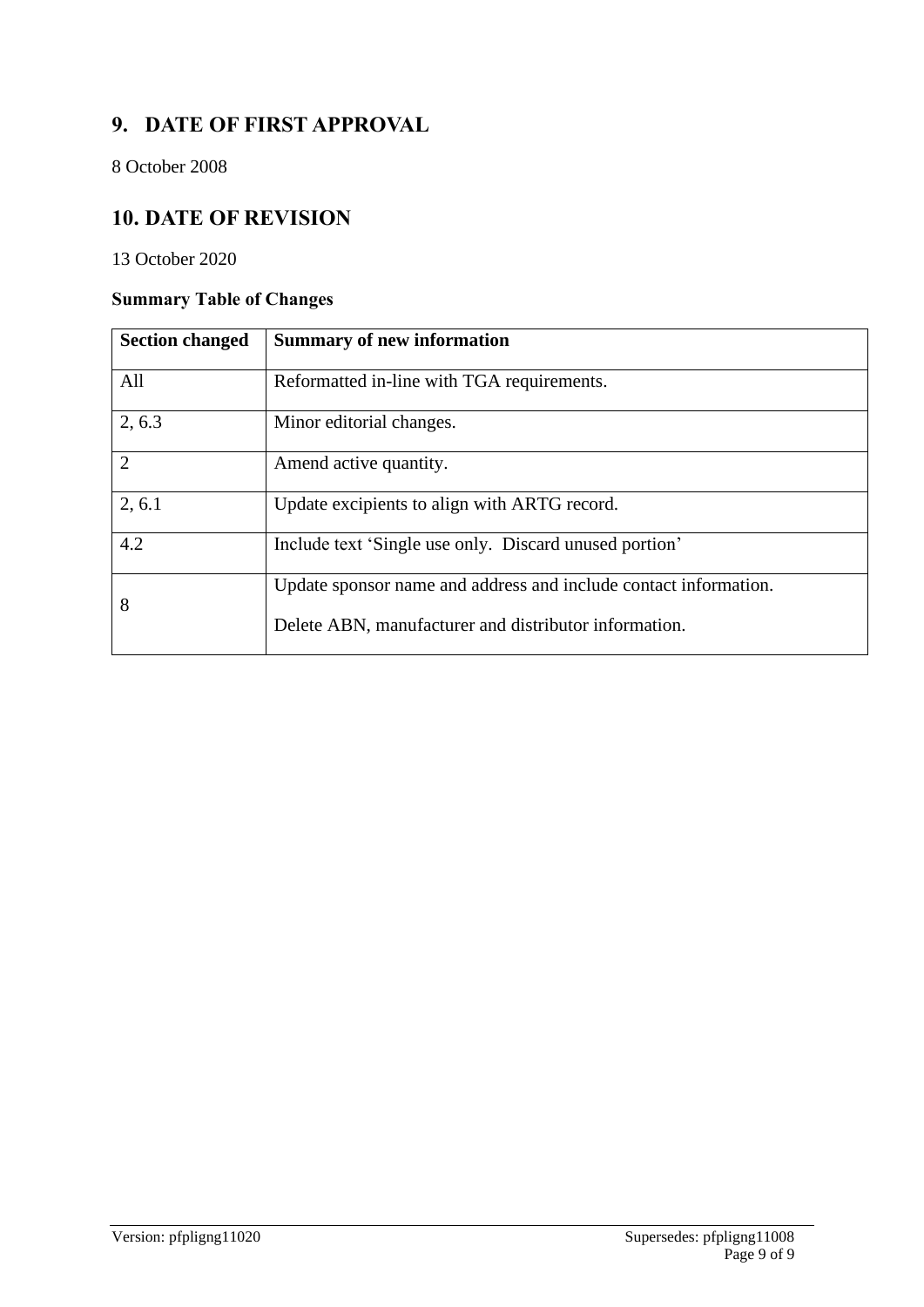## 9. DATE OF FIRST APPROVAL

8 October 2008

## 10. DATE OF REVISION

13 October 2020

### Summary Table of Changes

| Section changed | Summary of new information |
|---|---|
| All | Reformatted in-line with TGA requirements. |
| 2, 6.3 | Minor editorial changes. |
| 2 | Amend active quantity. |
| 2, 6.1 | Update excipients to align with ARTG record. |
| 4.2 | Include text 'Single use only.  Discard unused portion' |
| 8 | Update sponsor name and address and include contact information.<br><br>Delete ABN, manufacturer and distributor information. |

Version: pfpligng11020 Supersedes: pfpligng11008